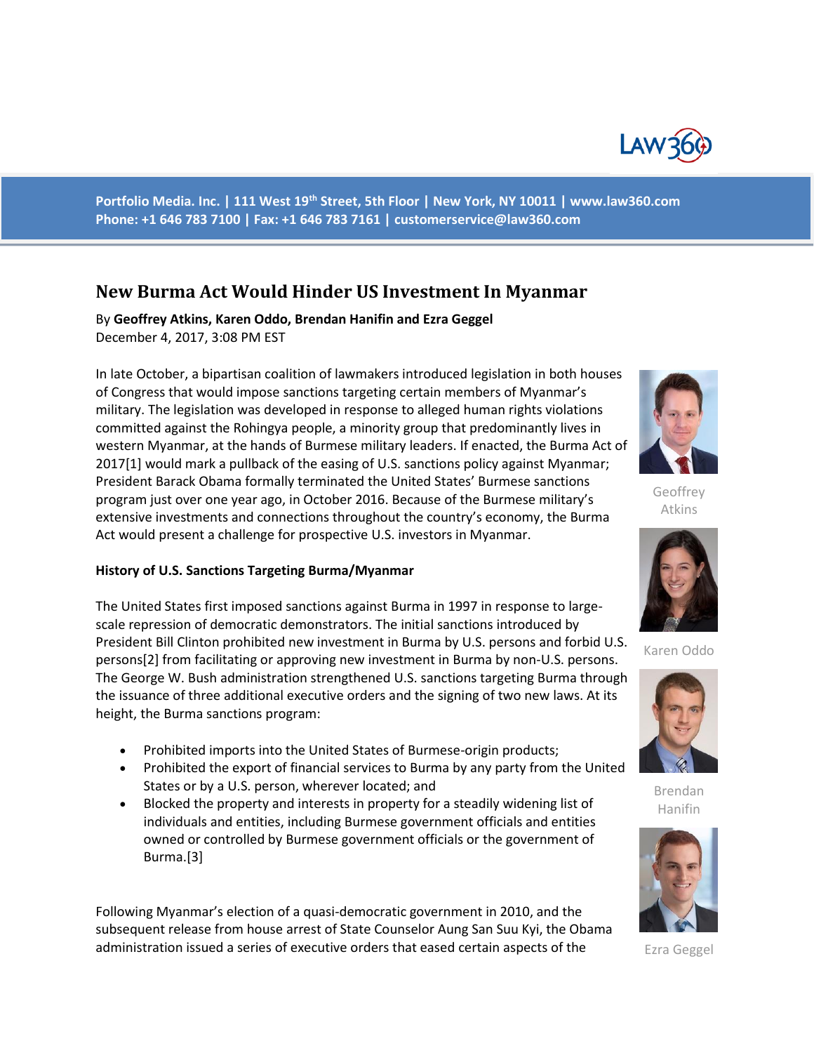Portfolio Media. Inc. | 111 West 19th Street, 5th Floor | New York, NY 10011 | www.law360.com
Phone: +1 646 783 7100 | Fax: +1 646 783 7161 | customerservice@law360.com

# New Burma Act Would Hinder US Investment In Myanmar

By **Geoffrey Atkins, Karen Oddo, Brendan Hanifin and Ezra Geggel**
December 4, 2017, 3:08 PM EST

Geoffrey Atkins

Karen Oddo

Brendan Hanifin

Ezra Geggel

In late October, a bipartisan coalition of lawmakers introduced legislation in both houses of Congress that would impose sanctions targeting certain members of Myanmar's military. The legislation was developed in response to alleged human rights violations committed against the Rohingya people, a minority group that predominantly lives in western Myanmar, at the hands of Burmese military leaders. If enacted, the Burma Act of 2017[1] would mark a pullback of the easing of U.S. sanctions policy against Myanmar; President Barack Obama formally terminated the United States' Burmese sanctions program just over one year ago, in October 2016. Because of the Burmese military's extensive investments and connections throughout the country's economy, the Burma Act would present a challenge for prospective U.S. investors in Myanmar.

**History of U.S. Sanctions Targeting Burma/Myanmar**

The United States first imposed sanctions against Burma in 1997 in response to large-scale repression of democratic demonstrators. The initial sanctions introduced by President Bill Clinton prohibited new investment in Burma by U.S. persons and forbid U.S. persons[2] from facilitating or approving new investment in Burma by non-U.S. persons. The George W. Bush administration strengthened U.S. sanctions targeting Burma through the issuance of three additional executive orders and the signing of two new laws. At its height, the Burma sanctions program:

- Prohibited imports into the United States of Burmese-origin products;
- Prohibited the export of financial services to Burma by any party from the United States or by a U.S. person, wherever located; and
- Blocked the property and interests in property for a steadily widening list of individuals and entities, including Burmese government officials and entities owned or controlled by Burmese government officials or the government of Burma.[3]

Following Myanmar's election of a quasi-democratic government in 2010, and the subsequent release from house arrest of State Counselor Aung San Suu Kyi, the Obama administration issued a series of executive orders that eased certain aspects of the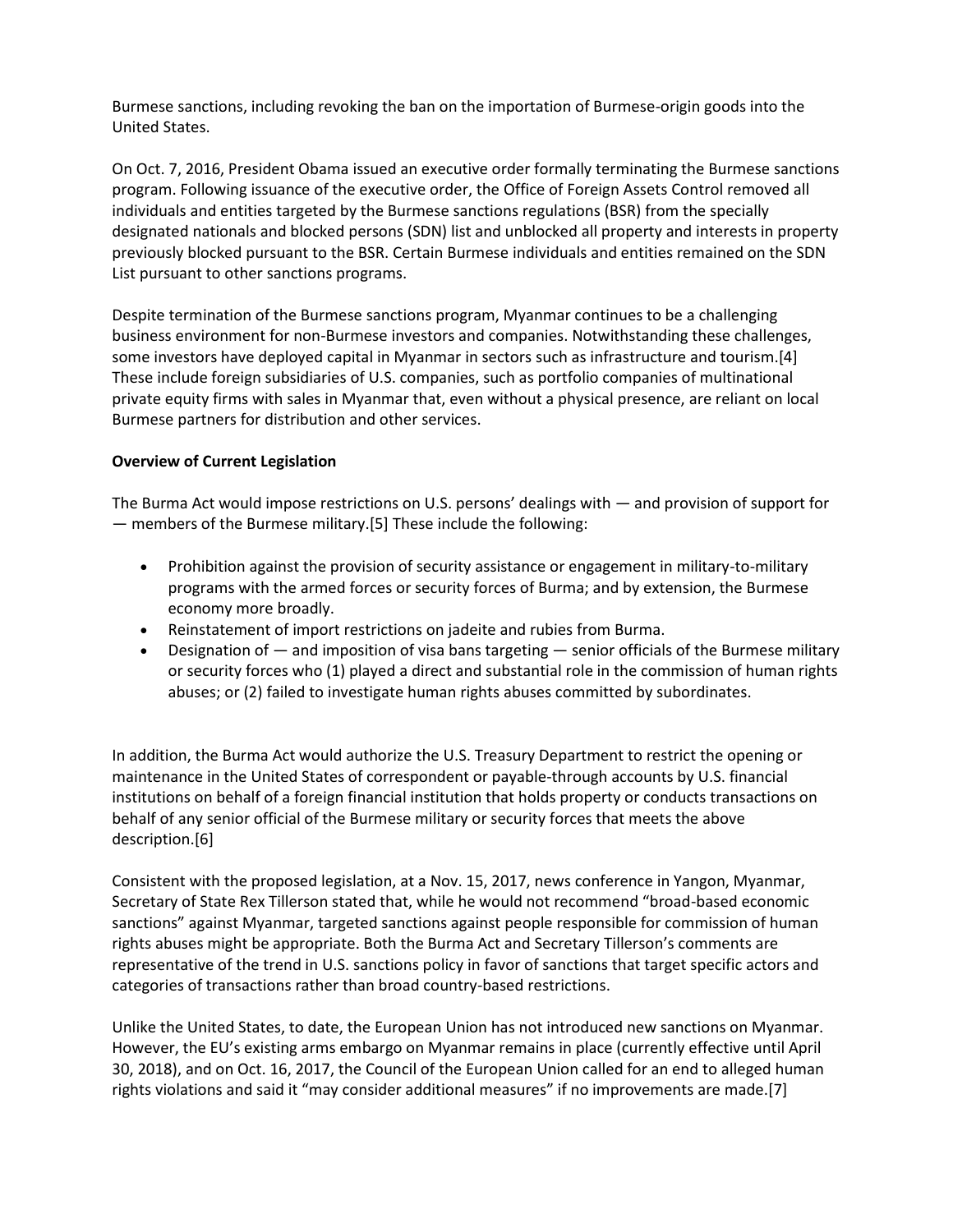Burmese sanctions, including revoking the ban on the importation of Burmese-origin goods into the United States.

On Oct. 7, 2016, President Obama issued an executive order formally terminating the Burmese sanctions program. Following issuance of the executive order, the Office of Foreign Assets Control removed all individuals and entities targeted by the Burmese sanctions regulations (BSR) from the specially designated nationals and blocked persons (SDN) list and unblocked all property and interests in property previously blocked pursuant to the BSR. Certain Burmese individuals and entities remained on the SDN List pursuant to other sanctions programs.

Despite termination of the Burmese sanctions program, Myanmar continues to be a challenging business environment for non-Burmese investors and companies. Notwithstanding these challenges, some investors have deployed capital in Myanmar in sectors such as infrastructure and tourism.[4] These include foreign subsidiaries of U.S. companies, such as portfolio companies of multinational private equity firms with sales in Myanmar that, even without a physical presence, are reliant on local Burmese partners for distribution and other services.

**Overview of Current Legislation**

The Burma Act would impose restrictions on U.S. persons' dealings with — and provision of support for — members of the Burmese military.[5] These include the following:

- Prohibition against the provision of security assistance or engagement in military-to-military programs with the armed forces or security forces of Burma; and by extension, the Burmese economy more broadly.
- Reinstatement of import restrictions on jadeite and rubies from Burma.
- Designation of — and imposition of visa bans targeting — senior officials of the Burmese military or security forces who (1) played a direct and substantial role in the commission of human rights abuses; or (2) failed to investigate human rights abuses committed by subordinates.

In addition, the Burma Act would authorize the U.S. Treasury Department to restrict the opening or maintenance in the United States of correspondent or payable-through accounts by U.S. financial institutions on behalf of a foreign financial institution that holds property or conducts transactions on behalf of any senior official of the Burmese military or security forces that meets the above description.[6]

Consistent with the proposed legislation, at a Nov. 15, 2017, news conference in Yangon, Myanmar, Secretary of State Rex Tillerson stated that, while he would not recommend "broad-based economic sanctions" against Myanmar, targeted sanctions against people responsible for commission of human rights abuses might be appropriate. Both the Burma Act and Secretary Tillerson's comments are representative of the trend in U.S. sanctions policy in favor of sanctions that target specific actors and categories of transactions rather than broad country-based restrictions.

Unlike the United States, to date, the European Union has not introduced new sanctions on Myanmar. However, the EU's existing arms embargo on Myanmar remains in place (currently effective until April 30, 2018), and on Oct. 16, 2017, the Council of the European Union called for an end to alleged human rights violations and said it "may consider additional measures" if no improvements are made.[7]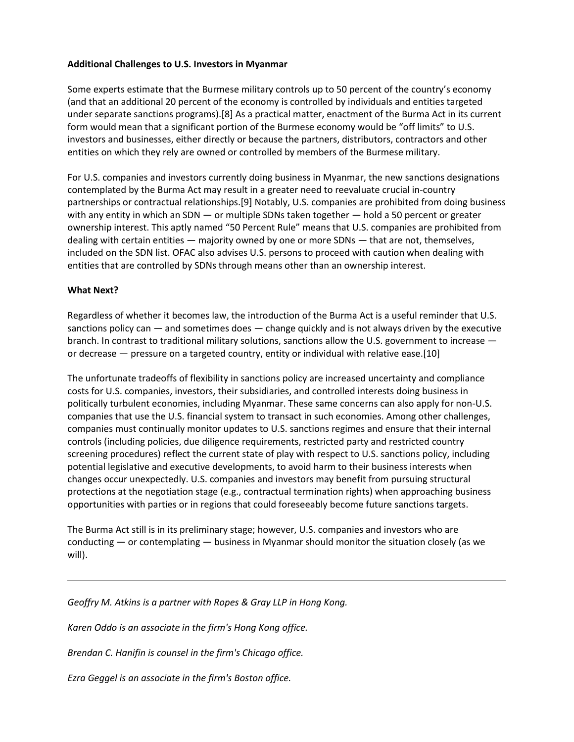**Additional Challenges to U.S. Investors in Myanmar**

Some experts estimate that the Burmese military controls up to 50 percent of the country's economy (and that an additional 20 percent of the economy is controlled by individuals and entities targeted under separate sanctions programs).[8] As a practical matter, enactment of the Burma Act in its current form would mean that a significant portion of the Burmese economy would be "off limits" to U.S. investors and businesses, either directly or because the partners, distributors, contractors and other entities on which they rely are owned or controlled by members of the Burmese military.

For U.S. companies and investors currently doing business in Myanmar, the new sanctions designations contemplated by the Burma Act may result in a greater need to reevaluate crucial in-country partnerships or contractual relationships.[9] Notably, U.S. companies are prohibited from doing business with any entity in which an SDN — or multiple SDNs taken together — hold a 50 percent or greater ownership interest. This aptly named "50 Percent Rule" means that U.S. companies are prohibited from dealing with certain entities — majority owned by one or more SDNs — that are not, themselves, included on the SDN list. OFAC also advises U.S. persons to proceed with caution when dealing with entities that are controlled by SDNs through means other than an ownership interest.

**What Next?**

Regardless of whether it becomes law, the introduction of the Burma Act is a useful reminder that U.S. sanctions policy can — and sometimes does — change quickly and is not always driven by the executive branch. In contrast to traditional military solutions, sanctions allow the U.S. government to increase — or decrease — pressure on a targeted country, entity or individual with relative ease.[10]

The unfortunate tradeoffs of flexibility in sanctions policy are increased uncertainty and compliance costs for U.S. companies, investors, their subsidiaries, and controlled interests doing business in politically turbulent economies, including Myanmar. These same concerns can also apply for non-U.S. companies that use the U.S. financial system to transact in such economies. Among other challenges, companies must continually monitor updates to U.S. sanctions regimes and ensure that their internal controls (including policies, due diligence requirements, restricted party and restricted country screening procedures) reflect the current state of play with respect to U.S. sanctions policy, including potential legislative and executive developments, to avoid harm to their business interests when changes occur unexpectedly. U.S. companies and investors may benefit from pursuing structural protections at the negotiation stage (e.g., contractual termination rights) when approaching business opportunities with parties or in regions that could foreseeably become future sanctions targets.

The Burma Act still is in its preliminary stage; however, U.S. companies and investors who are conducting — or contemplating — business in Myanmar should monitor the situation closely (as we will).

---

*Geoffry M. Atkins is a partner with Ropes & Gray LLP in Hong Kong.*

*Karen Oddo is an associate in the firm's Hong Kong office.*

*Brendan C. Hanifin is counsel in the firm's Chicago office.*

*Ezra Geggel is an associate in the firm's Boston office.*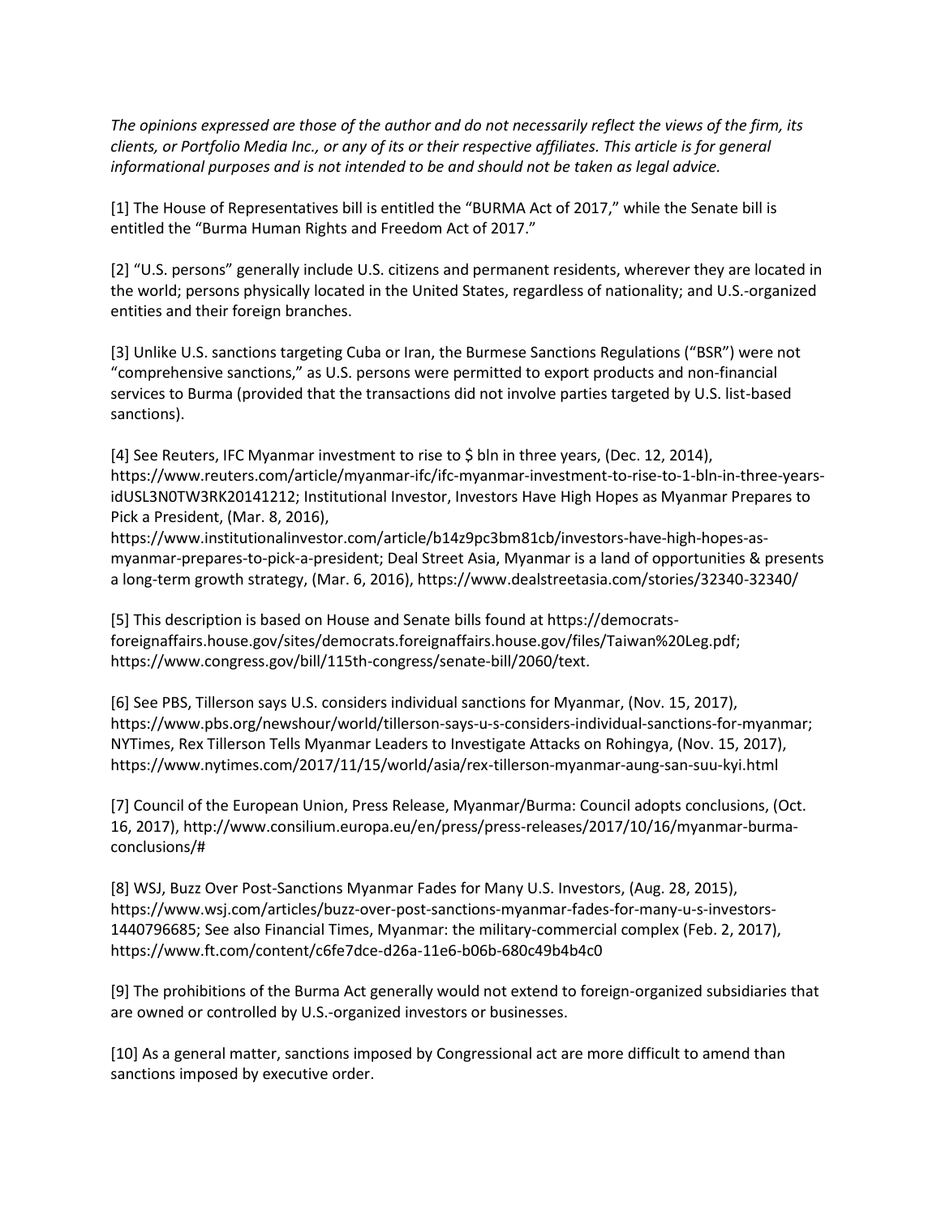*The opinions expressed are those of the author and do not necessarily reflect the views of the firm, its clients, or Portfolio Media Inc., or any of its or their respective affiliates. This article is for general informational purposes and is not intended to be and should not be taken as legal advice.*

[1] The House of Representatives bill is entitled the "BURMA Act of 2017," while the Senate bill is entitled the "Burma Human Rights and Freedom Act of 2017."

[2] "U.S. persons" generally include U.S. citizens and permanent residents, wherever they are located in the world; persons physically located in the United States, regardless of nationality; and U.S.-organized entities and their foreign branches.

[3] Unlike U.S. sanctions targeting Cuba or Iran, the Burmese Sanctions Regulations ("BSR") were not "comprehensive sanctions," as U.S. persons were permitted to export products and non-financial services to Burma (provided that the transactions did not involve parties targeted by U.S. list-based sanctions).

[4] See Reuters, IFC Myanmar investment to rise to $ bln in three years, (Dec. 12, 2014), https://www.reuters.com/article/myanmar-ifc/ifc-myanmar-investment-to-rise-to-1-bln-in-three-years-idUSL3N0TW3RK20141212; Institutional Investor, Investors Have High Hopes as Myanmar Prepares to Pick a President, (Mar. 8, 2016), https://www.institutionalinvestor.com/article/b14z9pc3bm81cb/investors-have-high-hopes-as-myanmar-prepares-to-pick-a-president; Deal Street Asia, Myanmar is a land of opportunities & presents a long-term growth strategy, (Mar. 6, 2016), https://www.dealstreetasia.com/stories/32340-32340/

[5] This description is based on House and Senate bills found at https://democrats-foreignaffairs.house.gov/sites/democrats.foreignaffairs.house.gov/files/Taiwan%20Leg.pdf; https://www.congress.gov/bill/115th-congress/senate-bill/2060/text.

[6] See PBS, Tillerson says U.S. considers individual sanctions for Myanmar, (Nov. 15, 2017), https://www.pbs.org/newshour/world/tillerson-says-u-s-considers-individual-sanctions-for-myanmar; NYTimes, Rex Tillerson Tells Myanmar Leaders to Investigate Attacks on Rohingya, (Nov. 15, 2017), https://www.nytimes.com/2017/11/15/world/asia/rex-tillerson-myanmar-aung-san-suu-kyi.html

[7] Council of the European Union, Press Release, Myanmar/Burma: Council adopts conclusions, (Oct. 16, 2017), http://www.consilium.europa.eu/en/press/press-releases/2017/10/16/myanmar-burma-conclusions/#

[8] WSJ, Buzz Over Post-Sanctions Myanmar Fades for Many U.S. Investors, (Aug. 28, 2015), https://www.wsj.com/articles/buzz-over-post-sanctions-myanmar-fades-for-many-u-s-investors-1440796685; See also Financial Times, Myanmar: the military-commercial complex (Feb. 2, 2017), https://www.ft.com/content/c6fe7dce-d26a-11e6-b06b-680c49b4b4c0

[9] The prohibitions of the Burma Act generally would not extend to foreign-organized subsidiaries that are owned or controlled by U.S.-organized investors or businesses.

[10] As a general matter, sanctions imposed by Congressional act are more difficult to amend than sanctions imposed by executive order.